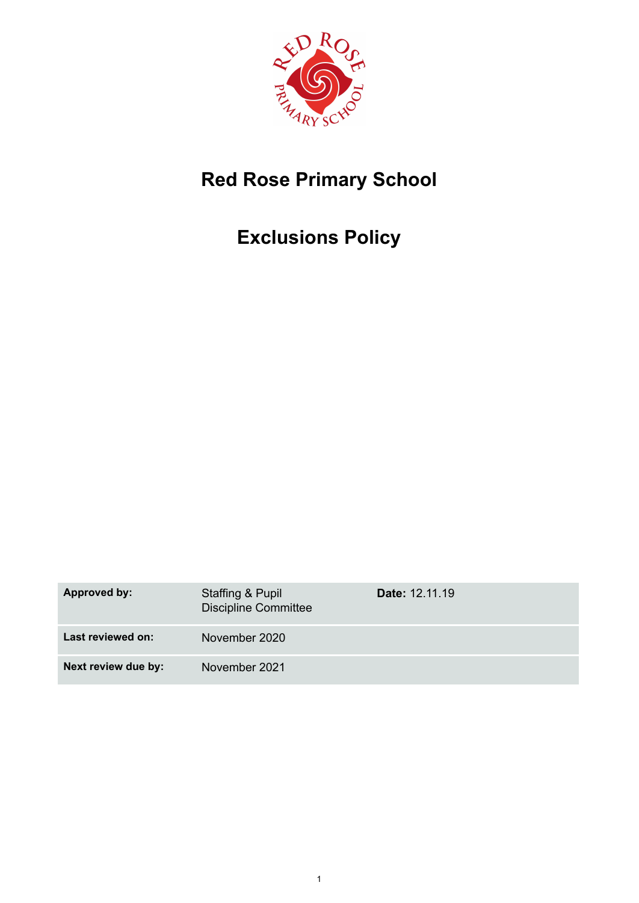# Red Rose Primary School

# Exclusions Policy

| **Approved by:** | Staffing & Pupil Discipline Committee | **Date:** 12.11.19 |
|---|---|---|
| **Last reviewed on:** | November 2020 | |
| **Next review due by:** | November 2021 | |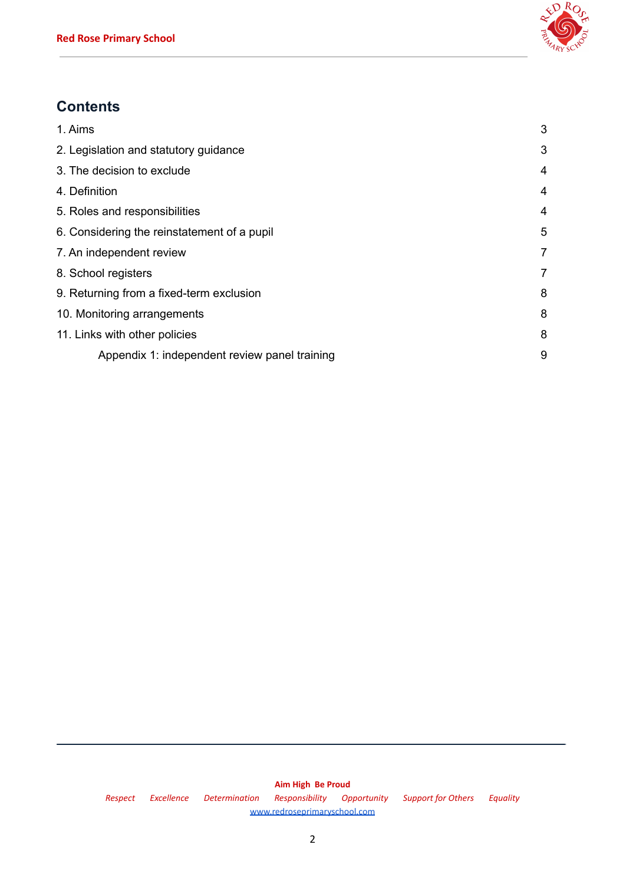## Contents

| | |
|---|---|
| 1. Aims | 3 |
| 2. Legislation and statutory guidance | 3 |
| 3. The decision to exclude | 4 |
| 4. Definition | 4 |
| 5. Roles and responsibilities | 4 |
| 6. Considering the reinstatement of a pupil | 5 |
| 7. An independent review | 7 |
| 8. School registers | 7 |
| 9. Returning from a fixed-term exclusion | 8 |
| 10. Monitoring arrangements | 8 |
| 11. Links with other policies | 8 |
| Appendix 1: independent review panel training | 9 |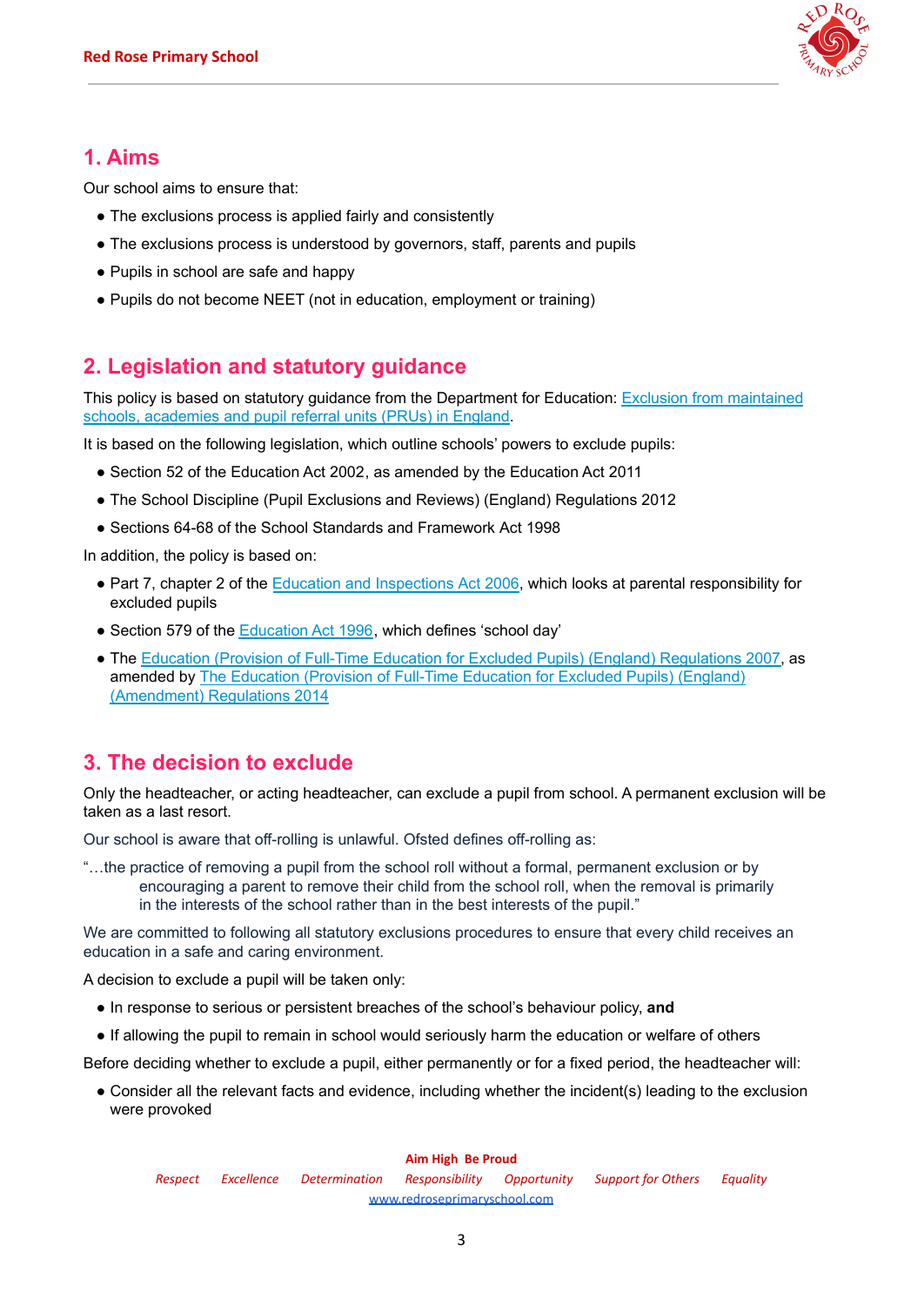## 1. Aims

Our school aims to ensure that:

- The exclusions process is applied fairly and consistently
- The exclusions process is understood by governors, staff, parents and pupils
- Pupils in school are safe and happy
- Pupils do not become NEET (not in education, employment or training)

## 2. Legislation and statutory guidance

This policy is based on statutory guidance from the Department for Education: [Exclusion from maintained schools, academies and pupil referral units (PRUs) in England](#).

It is based on the following legislation, which outline schools' powers to exclude pupils:

- Section 52 of the Education Act 2002, as amended by the Education Act 2011
- The School Discipline (Pupil Exclusions and Reviews) (England) Regulations 2012
- Sections 64-68 of the School Standards and Framework Act 1998

In addition, the policy is based on:

- Part 7, chapter 2 of the [Education and Inspections Act 2006](#), which looks at parental responsibility for excluded pupils
- Section 579 of the [Education Act 1996](#), which defines 'school day'
- The [Education (Provision of Full-Time Education for Excluded Pupils) (England) Regulations 2007](#), as amended by [The Education (Provision of Full-Time Education for Excluded Pupils) (England) (Amendment) Regulations 2014](#)

## 3. The decision to exclude

Only the headteacher, or acting headteacher, can exclude a pupil from school. A permanent exclusion will be taken as a last resort.

Our school is aware that off-rolling is unlawful. Ofsted defines off-rolling as:

"…the practice of removing a pupil from the school roll without a formal, permanent exclusion or by encouraging a parent to remove their child from the school roll, when the removal is primarily in the interests of the school rather than in the best interests of the pupil."

We are committed to following all statutory exclusions procedures to ensure that every child receives an education in a safe and caring environment.

A decision to exclude a pupil will be taken only:

- In response to serious or persistent breaches of the school's behaviour policy, **and**
- If allowing the pupil to remain in school would seriously harm the education or welfare of others

Before deciding whether to exclude a pupil, either permanently or for a fixed period, the headteacher will:

- Consider all the relevant facts and evidence, including whether the incident(s) leading to the exclusion were provoked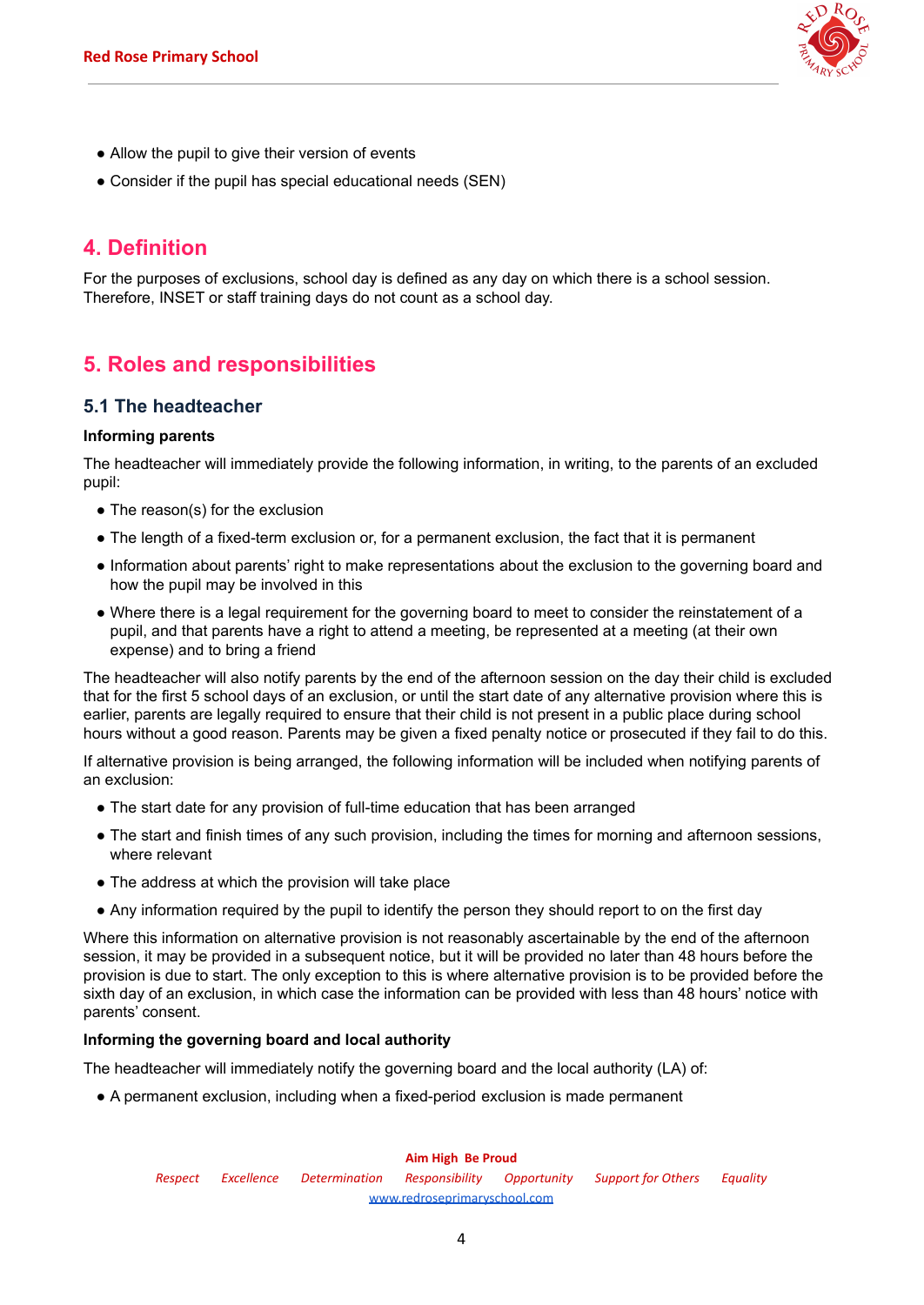- Allow the pupil to give their version of events
- Consider if the pupil has special educational needs (SEN)

## 4. Definition

For the purposes of exclusions, school day is defined as any day on which there is a school session. Therefore, INSET or staff training days do not count as a school day.

## 5. Roles and responsibilities

### 5.1 The headteacher

**Informing parents**

The headteacher will immediately provide the following information, in writing, to the parents of an excluded pupil:

- The reason(s) for the exclusion
- The length of a fixed-term exclusion or, for a permanent exclusion, the fact that it is permanent
- Information about parents' right to make representations about the exclusion to the governing board and how the pupil may be involved in this
- Where there is a legal requirement for the governing board to meet to consider the reinstatement of a pupil, and that parents have a right to attend a meeting, be represented at a meeting (at their own expense) and to bring a friend

The headteacher will also notify parents by the end of the afternoon session on the day their child is excluded that for the first 5 school days of an exclusion, or until the start date of any alternative provision where this is earlier, parents are legally required to ensure that their child is not present in a public place during school hours without a good reason. Parents may be given a fixed penalty notice or prosecuted if they fail to do this.

If alternative provision is being arranged, the following information will be included when notifying parents of an exclusion:

- The start date for any provision of full-time education that has been arranged
- The start and finish times of any such provision, including the times for morning and afternoon sessions, where relevant
- The address at which the provision will take place
- Any information required by the pupil to identify the person they should report to on the first day

Where this information on alternative provision is not reasonably ascertainable by the end of the afternoon session, it may be provided in a subsequent notice, but it will be provided no later than 48 hours before the provision is due to start. The only exception to this is where alternative provision is to be provided before the sixth day of an exclusion, in which case the information can be provided with less than 48 hours' notice with parents' consent.

**Informing the governing board and local authority**

The headteacher will immediately notify the governing board and the local authority (LA) of:

- A permanent exclusion, including when a fixed-period exclusion is made permanent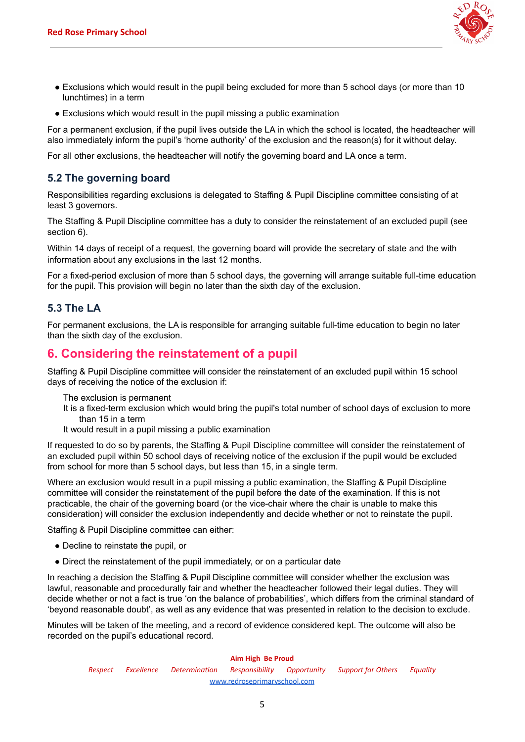- Exclusions which would result in the pupil being excluded for more than 5 school days (or more than 10 lunchtimes) in a term
- Exclusions which would result in the pupil missing a public examination

For a permanent exclusion, if the pupil lives outside the LA in which the school is located, the headteacher will also immediately inform the pupil's 'home authority' of the exclusion and the reason(s) for it without delay.

For all other exclusions, the headteacher will notify the governing board and LA once a term.

### 5.2 The governing board

Responsibilities regarding exclusions is delegated to Staffing & Pupil Discipline committee consisting of at least 3 governors.

The Staffing & Pupil Discipline committee has a duty to consider the reinstatement of an excluded pupil (see section 6).

Within 14 days of receipt of a request, the governing board will provide the secretary of state and the with information about any exclusions in the last 12 months.

For a fixed-period exclusion of more than 5 school days, the governing will arrange suitable full-time education for the pupil. This provision will begin no later than the sixth day of the exclusion.

### 5.3 The LA

For permanent exclusions, the LA is responsible for arranging suitable full-time education to begin no later than the sixth day of the exclusion.

## 6. Considering the reinstatement of a pupil

Staffing & Pupil Discipline committee will consider the reinstatement of an excluded pupil within 15 school days of receiving the notice of the exclusion if:

- The exclusion is permanent
- It is a fixed-term exclusion which would bring the pupil's total number of school days of exclusion to more than 15 in a term
- It would result in a pupil missing a public examination

If requested to do so by parents, the Staffing & Pupil Discipline committee will consider the reinstatement of an excluded pupil within 50 school days of receiving notice of the exclusion if the pupil would be excluded from school for more than 5 school days, but less than 15, in a single term.

Where an exclusion would result in a pupil missing a public examination, the Staffing & Pupil Discipline committee will consider the reinstatement of the pupil before the date of the examination. If this is not practicable, the chair of the governing board (or the vice-chair where the chair is unable to make this consideration) will consider the exclusion independently and decide whether or not to reinstate the pupil.

Staffing & Pupil Discipline committee can either:

- Decline to reinstate the pupil, or
- Direct the reinstatement of the pupil immediately, or on a particular date

In reaching a decision the Staffing & Pupil Discipline committee will consider whether the exclusion was lawful, reasonable and procedurally fair and whether the headteacher followed their legal duties. They will decide whether or not a fact is true 'on the balance of probabilities', which differs from the criminal standard of 'beyond reasonable doubt', as well as any evidence that was presented in relation to the decision to exclude.

Minutes will be taken of the meeting, and a record of evidence considered kept. The outcome will also be recorded on the pupil's educational record.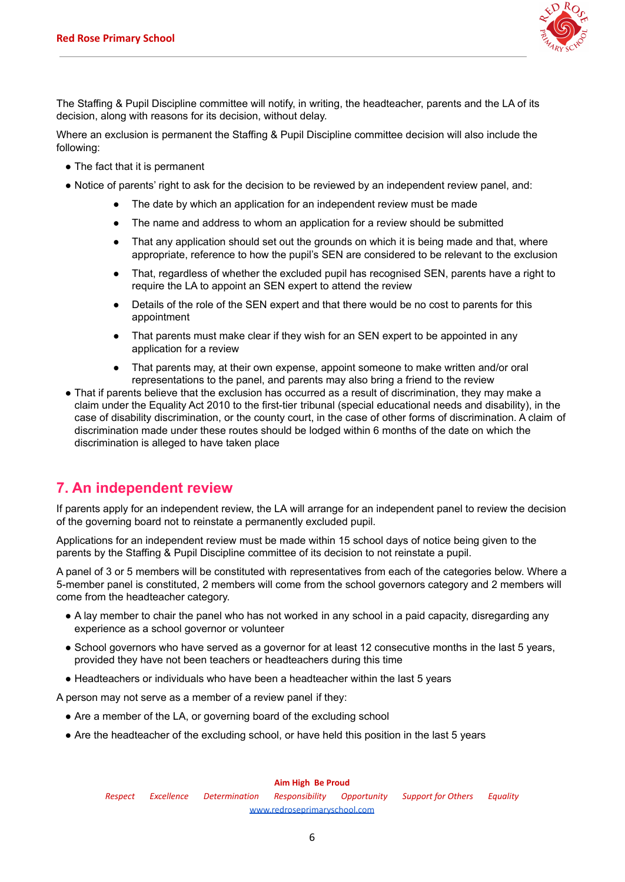The Staffing & Pupil Discipline committee will notify, in writing, the headteacher, parents and the LA of its decision, along with reasons for its decision, without delay.

Where an exclusion is permanent the Staffing & Pupil Discipline committee decision will also include the following:

- The fact that it is permanent
- Notice of parents' right to ask for the decision to be reviewed by an independent review panel, and:
    - The date by which an application for an independent review must be made
    - The name and address to whom an application for a review should be submitted
    - That any application should set out the grounds on which it is being made and that, where appropriate, reference to how the pupil's SEN are considered to be relevant to the exclusion
    - That, regardless of whether the excluded pupil has recognised SEN, parents have a right to require the LA to appoint an SEN expert to attend the review
    - Details of the role of the SEN expert and that there would be no cost to parents for this appointment
    - That parents must make clear if they wish for an SEN expert to be appointed in any application for a review
    - That parents may, at their own expense, appoint someone to make written and/or oral representations to the panel, and parents may also bring a friend to the review
- That if parents believe that the exclusion has occurred as a result of discrimination, they may make a claim under the Equality Act 2010 to the first-tier tribunal (special educational needs and disability), in the case of disability discrimination, or the county court, in the case of other forms of discrimination. A claim of discrimination made under these routes should be lodged within 6 months of the date on which the discrimination is alleged to have taken place

## 7. An independent review

If parents apply for an independent review, the LA will arrange for an independent panel to review the decision of the governing board not to reinstate a permanently excluded pupil.

Applications for an independent review must be made within 15 school days of notice being given to the parents by the Staffing & Pupil Discipline committee of its decision to not reinstate a pupil.

A panel of 3 or 5 members will be constituted with representatives from each of the categories below. Where a 5-member panel is constituted, 2 members will come from the school governors category and 2 members will come from the headteacher category.

- A lay member to chair the panel who has not worked in any school in a paid capacity, disregarding any experience as a school governor or volunteer
- School governors who have served as a governor for at least 12 consecutive months in the last 5 years, provided they have not been teachers or headteachers during this time
- Headteachers or individuals who have been a headteacher within the last 5 years

A person may not serve as a member of a review panel if they:

- Are a member of the LA, or governing board of the excluding school
- Are the headteacher of the excluding school, or have held this position in the last 5 years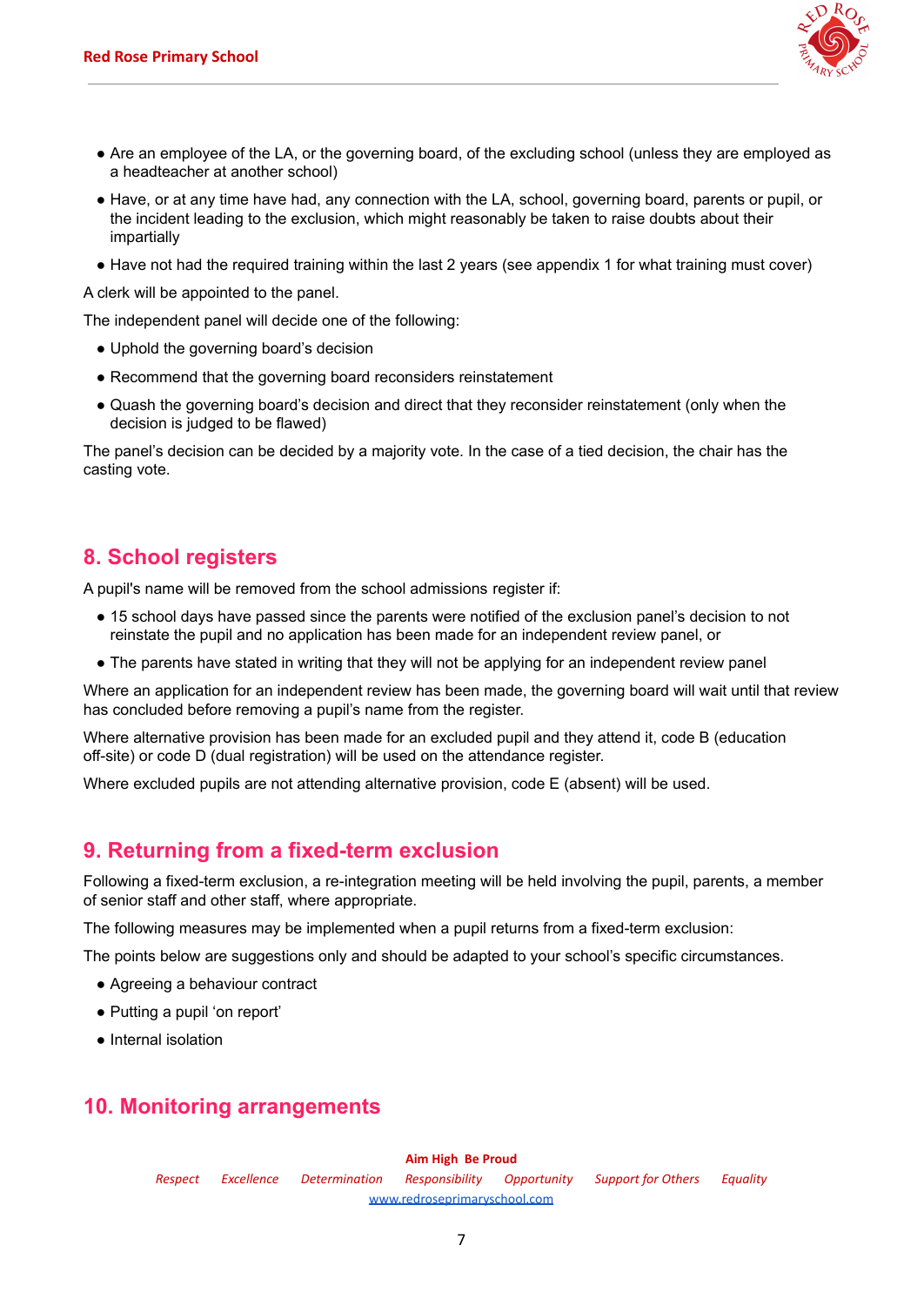- Are an employee of the LA, or the governing board, of the excluding school (unless they are employed as a headteacher at another school)
- Have, or at any time have had, any connection with the LA, school, governing board, parents or pupil, or the incident leading to the exclusion, which might reasonably be taken to raise doubts about their impartially
- Have not had the required training within the last 2 years (see appendix 1 for what training must cover)

A clerk will be appointed to the panel.

The independent panel will decide one of the following:

- Uphold the governing board's decision
- Recommend that the governing board reconsiders reinstatement
- Quash the governing board's decision and direct that they reconsider reinstatement (only when the decision is judged to be flawed)

The panel's decision can be decided by a majority vote. In the case of a tied decision, the chair has the casting vote.

## 8. School registers

A pupil's name will be removed from the school admissions register if:

- 15 school days have passed since the parents were notified of the exclusion panel's decision to not reinstate the pupil and no application has been made for an independent review panel, or
- The parents have stated in writing that they will not be applying for an independent review panel

Where an application for an independent review has been made, the governing board will wait until that review has concluded before removing a pupil's name from the register.

Where alternative provision has been made for an excluded pupil and they attend it, code B (education off-site) or code D (dual registration) will be used on the attendance register.

Where excluded pupils are not attending alternative provision, code E (absent) will be used.

## 9. Returning from a fixed-term exclusion

Following a fixed-term exclusion, a re-integration meeting will be held involving the pupil, parents, a member of senior staff and other staff, where appropriate.

The following measures may be implemented when a pupil returns from a fixed-term exclusion:

The points below are suggestions only and should be adapted to your school's specific circumstances.

- Agreeing a behaviour contract
- Putting a pupil 'on report'
- Internal isolation

## 10. Monitoring arrangements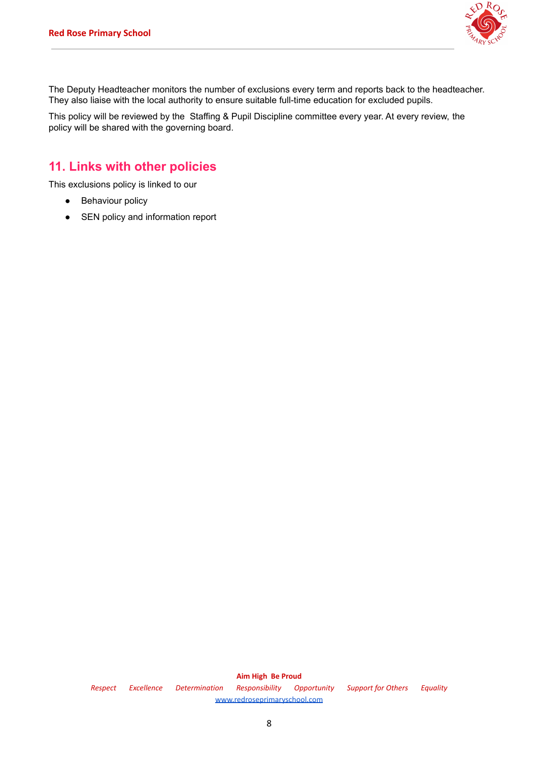The Deputy Headteacher monitors the number of exclusions every term and reports back to the headteacher. They also liaise with the local authority to ensure suitable full-time education for excluded pupils.

This policy will be reviewed by the Staffing & Pupil Discipline committee every year. At every review, the policy will be shared with the governing board.

## 11. Links with other policies

This exclusions policy is linked to our

- Behaviour policy
- SEN policy and information report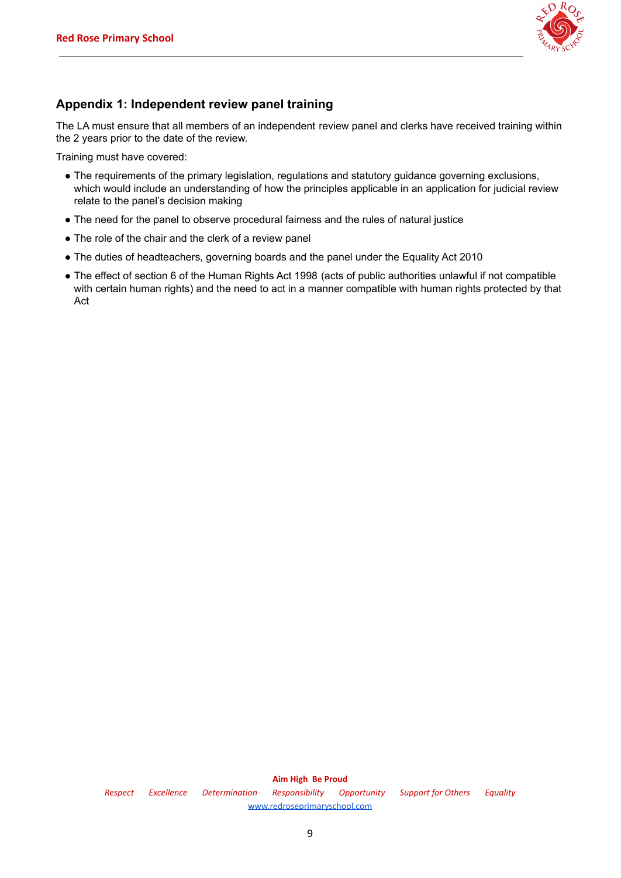## Appendix 1: Independent review panel training

The LA must ensure that all members of an independent review panel and clerks have received training within the 2 years prior to the date of the review.

Training must have covered:

- The requirements of the primary legislation, regulations and statutory guidance governing exclusions, which would include an understanding of how the principles applicable in an application for judicial review relate to the panel's decision making
- The need for the panel to observe procedural fairness and the rules of natural justice
- The role of the chair and the clerk of a review panel
- The duties of headteachers, governing boards and the panel under the Equality Act 2010
- The effect of section 6 of the Human Rights Act 1998 (acts of public authorities unlawful if not compatible with certain human rights) and the need to act in a manner compatible with human rights protected by that Act